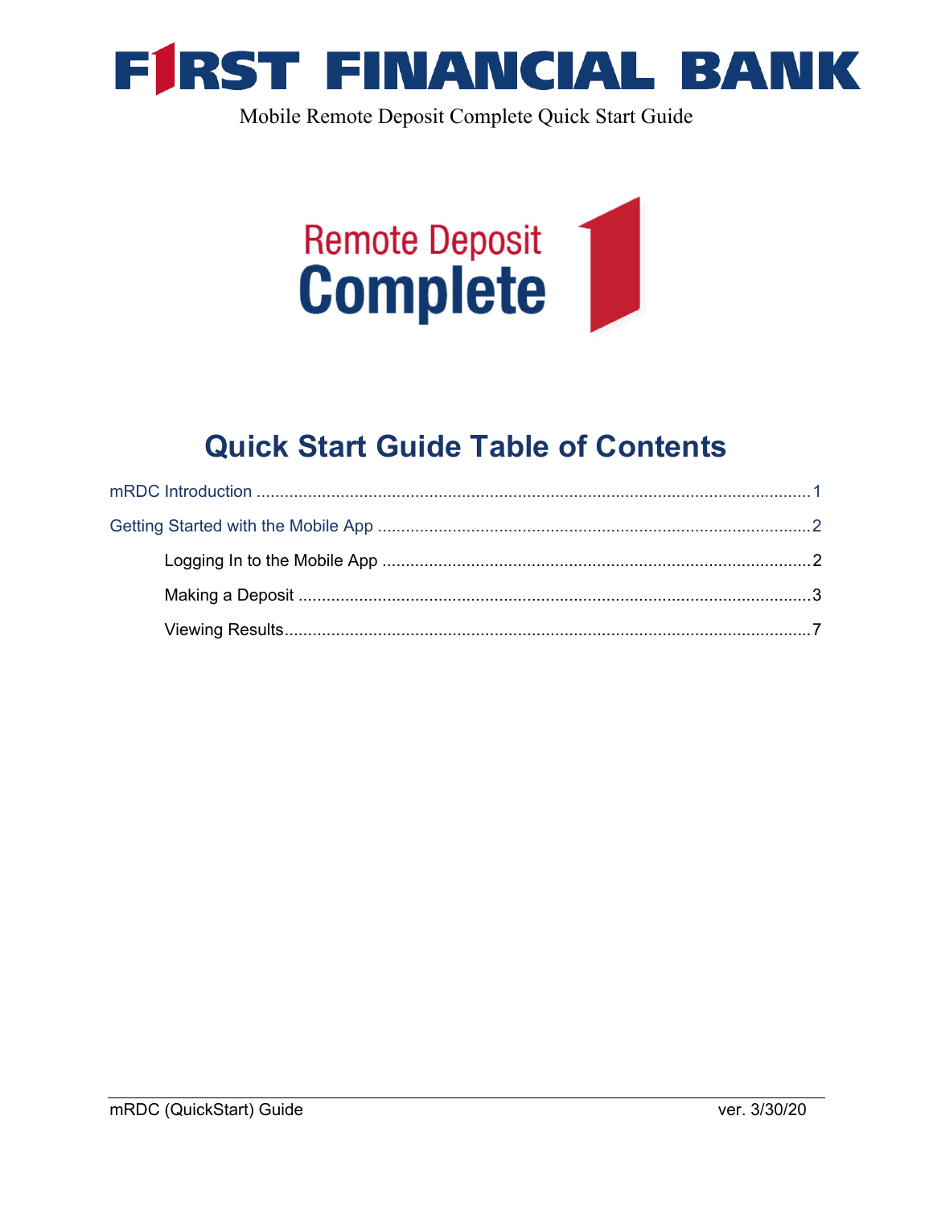# FIRST FINANCIAL BANK

Mobile Remote Deposit Complete Quick Start Guide

Remote Deposit
**Complete**

## Quick Start Guide Table of Contents

mRDC Introduction ....................................................................................................1

Getting Started with the Mobile App ........................................................................2

- Logging In to the Mobile App ..............................................................................2
- Making a Deposit ..................................................................................................3
- Viewing Results.....................................................................................................7

mRDC (QuickStart) Guide ver. 3/30/20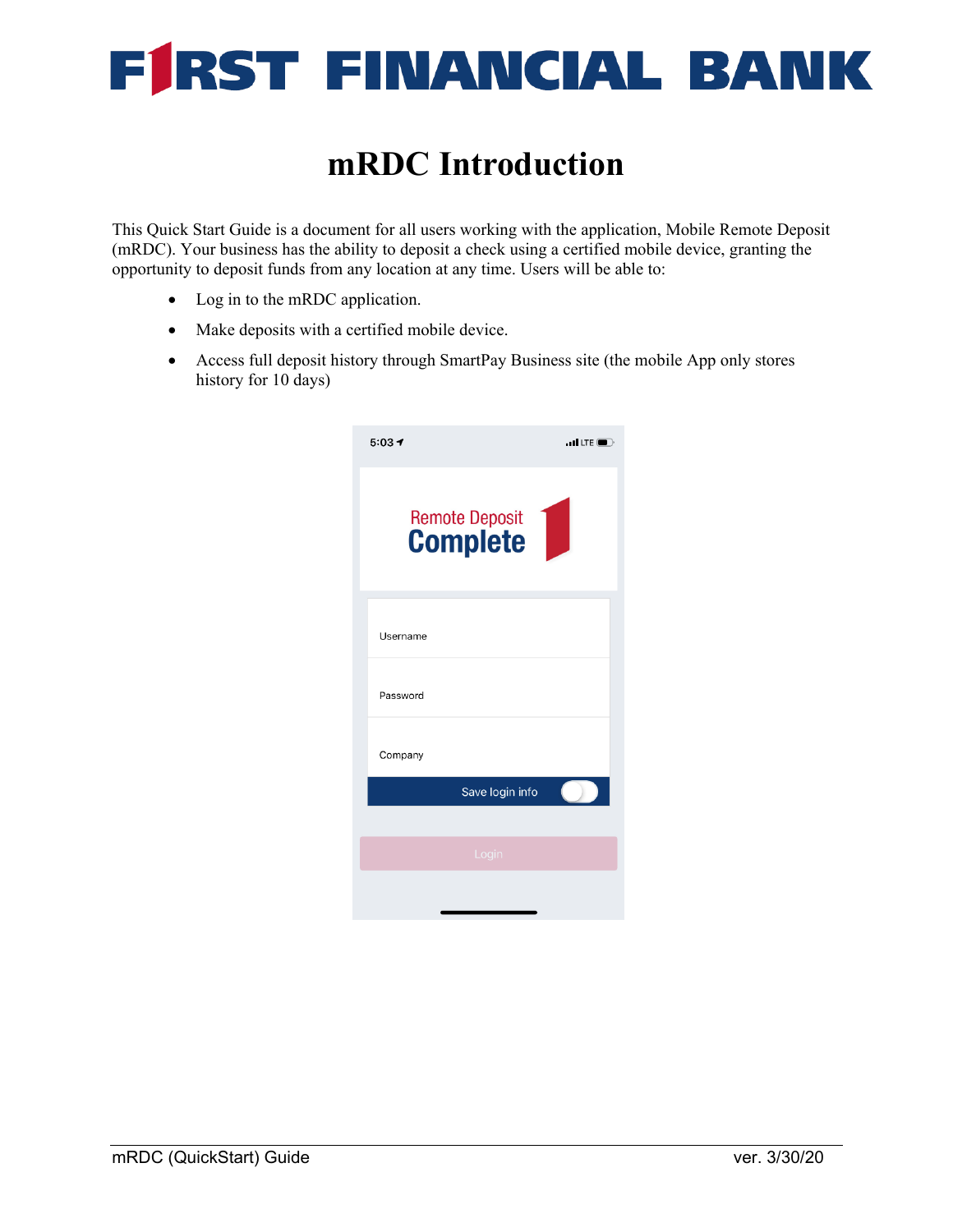# mRDC Introduction

This Quick Start Guide is a document for all users working with the application, Mobile Remote Deposit (mRDC). Your business has the ability to deposit a check using a certified mobile device, granting the opportunity to deposit funds from any location at any time. Users will be able to:

- Log in to the mRDC application.
- Make deposits with a certified mobile device.
- Access full deposit history through SmartPay Business site (the mobile App only stores history for 10 days)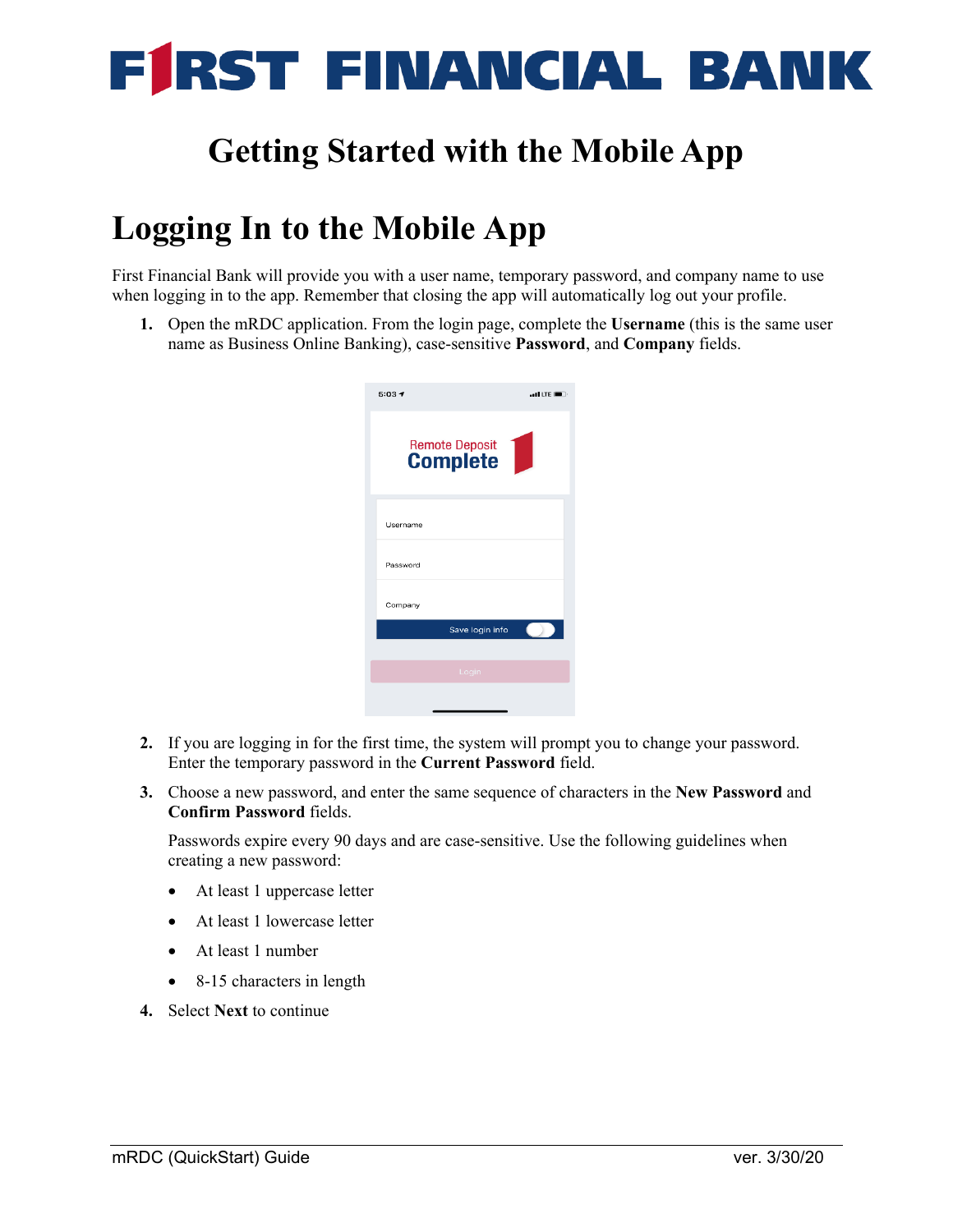# FIRST FINANCIAL BANK

## Getting Started with the Mobile App

# Logging In to the Mobile App

First Financial Bank will provide you with a user name, temporary password, and company name to use when logging in to the app. Remember that closing the app will automatically log out your profile.

1. Open the mRDC application. From the login page, complete the **Username** (this is the same user name as Business Online Banking), case-sensitive **Password**, and **Company** fields.

2. If you are logging in for the first time, the system will prompt you to change your password. Enter the temporary password in the **Current Password** field.

3. Choose a new password, and enter the same sequence of characters in the **New Password** and **Confirm Password** fields.

   Passwords expire every 90 days and are case-sensitive. Use the following guidelines when creating a new password:

   - At least 1 uppercase letter
   - At least 1 lowercase letter
   - At least 1 number
   - 8-15 characters in length

4. Select **Next** to continue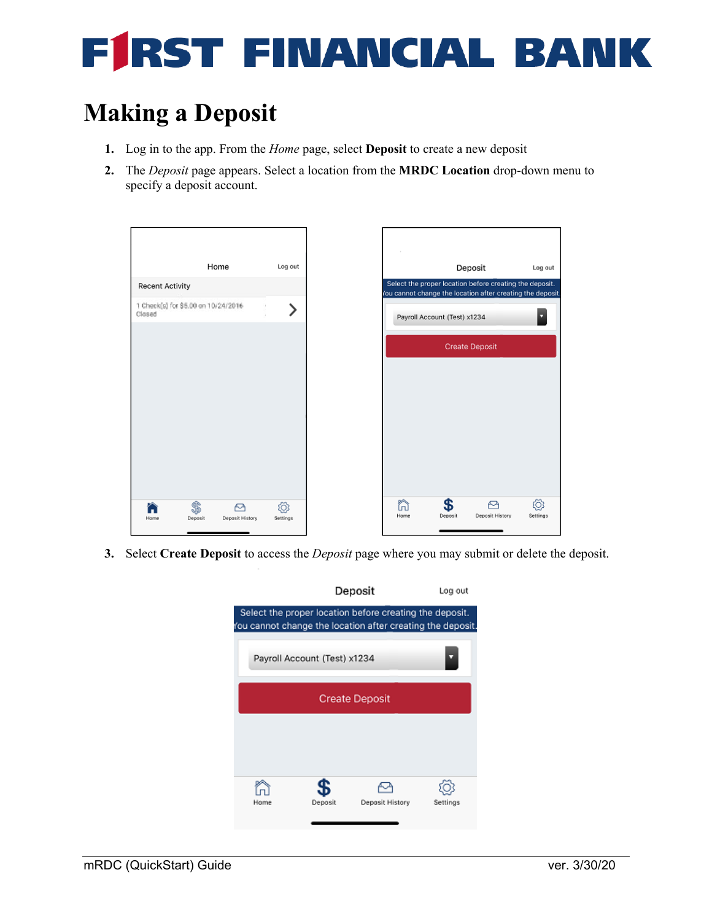# Making a Deposit

1. Log in to the app. From the *Home* page, select **Deposit** to create a new deposit
2. The *Deposit* page appears. Select a location from the **MRDC Location** drop-down menu to specify a deposit account.

3. Select **Create Deposit** to access the *Deposit* page where you may submit or delete the deposit.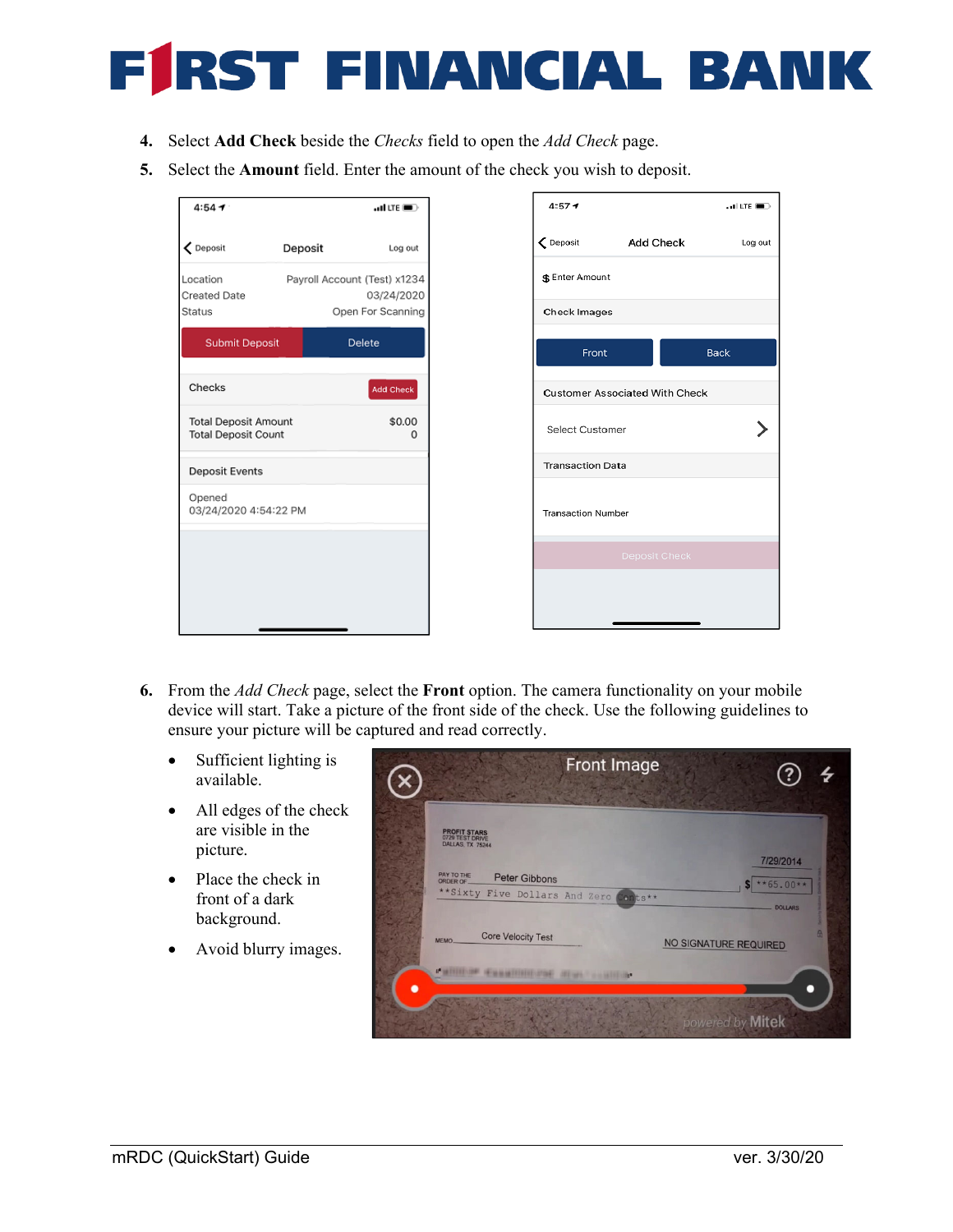4. Select **Add Check** beside the *Checks* field to open the *Add Check* page.
5. Select the **Amount** field. Enter the amount of the check you wish to deposit.

6. From the *Add Check* page, select the **Front** option. The camera functionality on your mobile device will start. Take a picture of the front side of the check. Use the following guidelines to ensure your picture will be captured and read correctly.

   - Sufficient lighting is available.
   - All edges of the check are visible in the picture.
   - Place the check in front of a dark background.
   - Avoid blurry images.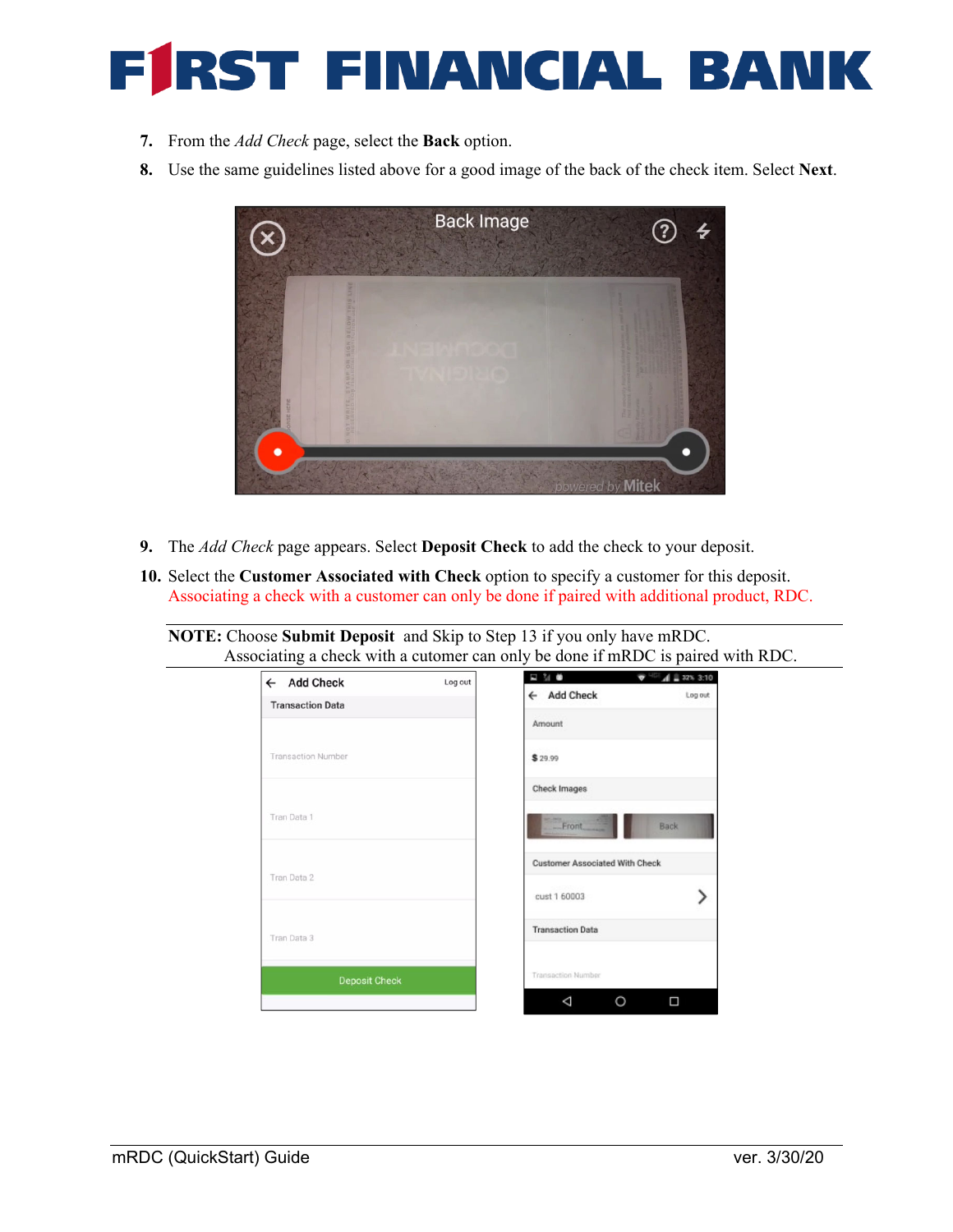7. From the *Add Check* page, select the **Back** option.
8. Use the same guidelines listed above for a good image of the back of the check item. Select **Next**.

9. The *Add Check* page appears. Select **Deposit Check** to add the check to your deposit.
10. Select the **Customer Associated with Check** option to specify a customer for this deposit. Associating a check with a customer can only be done if paired with additional product, RDC.

---

**NOTE:** Choose **Submit Deposit** and Skip to Step 13 if you only have mRDC.
Associating a check with a cutomer can only be done if mRDC is paired with RDC.

---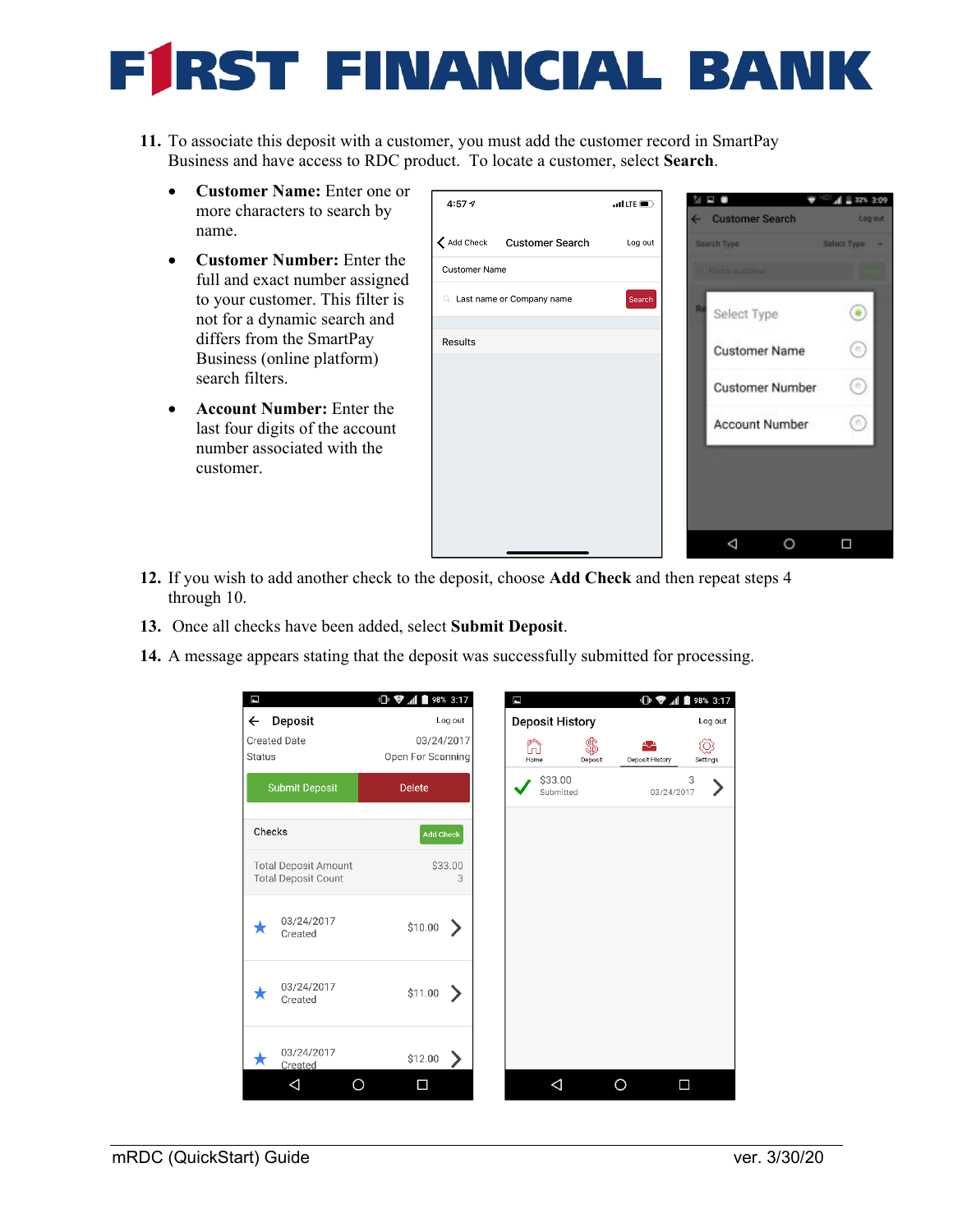11. To associate this deposit with a customer, you must add the customer record in SmartPay Business and have access to RDC product. To locate a customer, select **Search**.

    - **Customer Name:** Enter one or more characters to search by name.
    - **Customer Number:** Enter the full and exact number assigned to your customer. This filter is not for a dynamic search and differs from the SmartPay Business (online platform) search filters.
    - **Account Number:** Enter the last four digits of the account number associated with the customer.

12. If you wish to add another check to the deposit, choose **Add Check** and then repeat steps 4 through 10.
13. Once all checks have been added, select **Submit Deposit**.
14. A message appears stating that the deposit was successfully submitted for processing.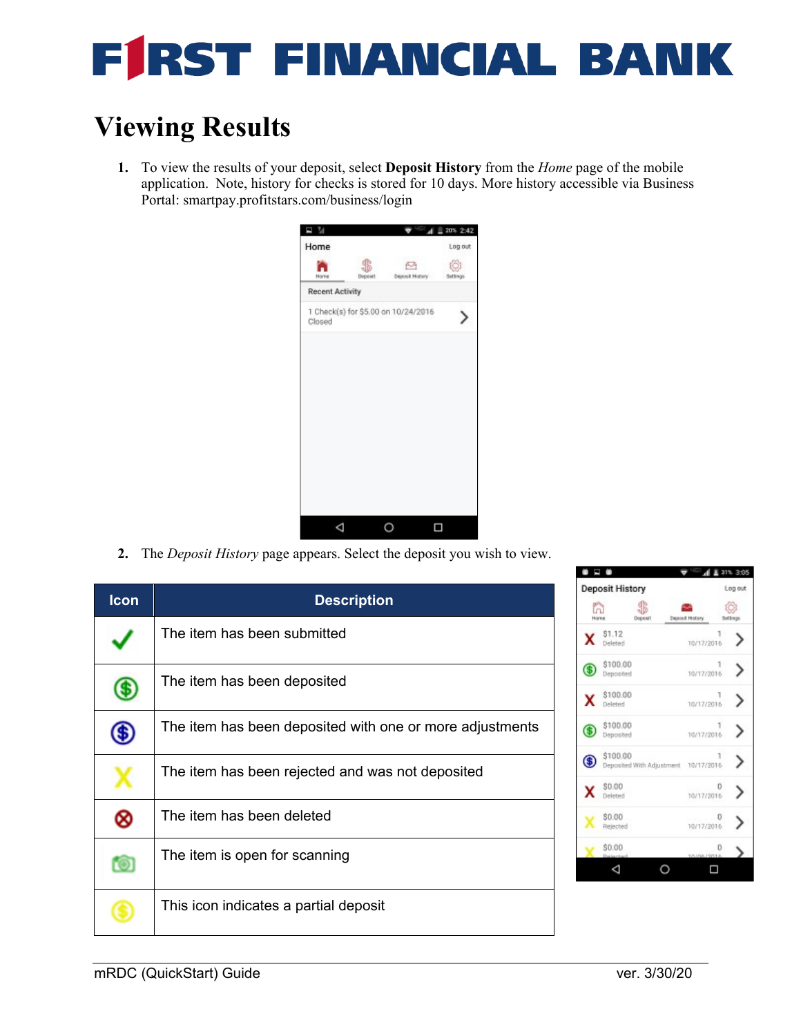# Viewing Results

1. To view the results of your deposit, select **Deposit History** from the *Home* page of the mobile application. Note, history for checks is stored for 10 days. More history accessible via Business Portal: smartpay.profitstars.com/business/login

2. The *Deposit History* page appears. Select the deposit you wish to view.

| Icon | Description |
|---|---|
| ✓ | The item has been submitted |
| | The item has been deposited |
| | The item has been deposited with one or more adjustments |
| X | The item has been rejected and was not deposited |
| ⊗ | The item has been deleted |
| | The item is open for scanning |
| | This icon indicates a partial deposit |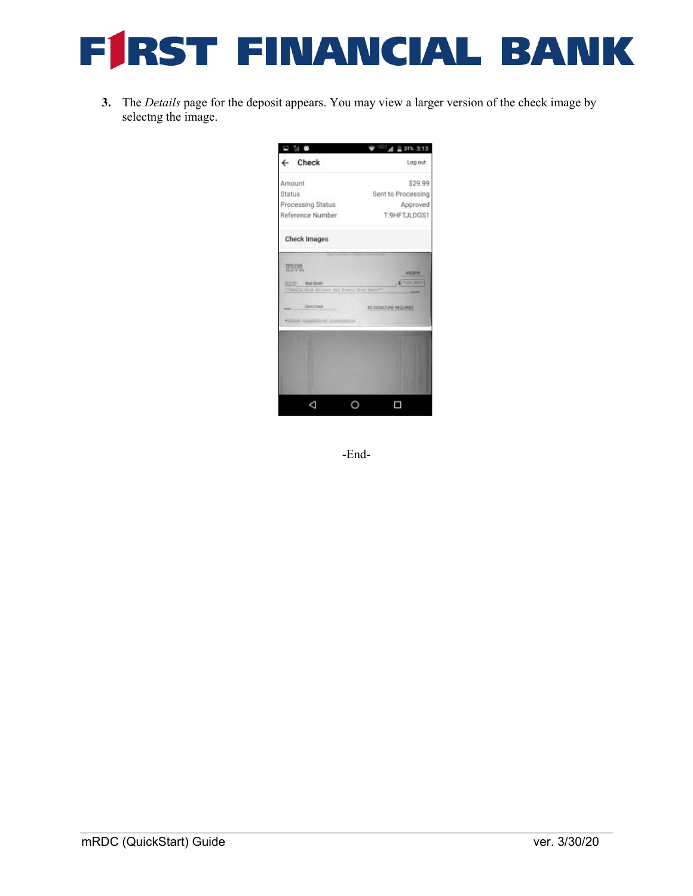3. The *Details* page for the deposit appears. You may view a larger version of the check image by selectng the image.

-End-